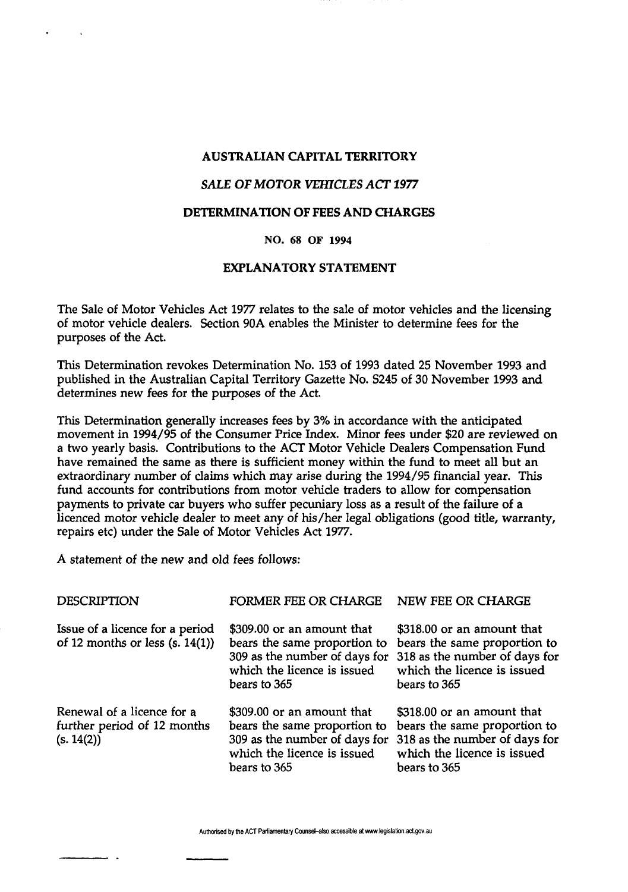# AUSTRALIAN CAPITAL TERRITORY

## *SALE OF MOTOR VEHICLES ACT 1977*

## DETERMINATION OF FEES AND CHARGES

### NO. 68 OF 1994

### EXPLANATORY STATEMENT

The Sale of Motor Vehicles Act 1977 relates to the sale of motor vehicles and the licensing of motor vehicle dealers. Section 90A enables the Minister to determine fees for the purposes of the Act.

This Determination revokes Determination No. 153 of 1993 dated 25 November 1993 and published in the Australian Capital Territory Gazette No. S245 of 30 November 1993 and determines new fees for the purposes of the Act.

This Determination generally increases fees by 3% in accordance with the anticipated movement in 1994/95 of the Consumer Price Index. Minor fees under $20 are reviewed on a two yearly basis. Contributions to the ACT Motor Vehicle Dealers Compensation Fund have remained the same as there is sufficient money within the fund to meet all but an extraordinary number of claims which may arise during the 1994/95 financial year. This fund accounts for contributions from motor vehicle traders to allow for compensation payments to private car buyers who suffer pecuniary loss as a result of the failure of a licenced motor vehicle dealer to meet any of his/her legal obligations (good title, warranty, repairs etc) under the Sale of Motor Vehicles Act 1977.

A statement of the new and old fees follows:

| DESCRIPTION | FORMER FEE OR CHARGE | NEW FEE OR CHARGE |
|---|---|---|
| Issue of a licence for a period of 12 months or less (s. 14(1)) | $309.00 or an amount that bears the same proportion to 309 as the number of days for which the licence is issued bears to 365 | $318.00 or an amount that bears the same proportion to 318 as the number of days for which the licence is issued bears to 365 |
| Renewal of a licence for a further period of 12 months (s. 14(2)) | $309.00 or an amount that bears the same proportion to 309 as the number of days for which the licence is issued bears to 365 | $318.00 or an amount that bears the same proportion to 318 as the number of days for which the licence is issued bears to 365 |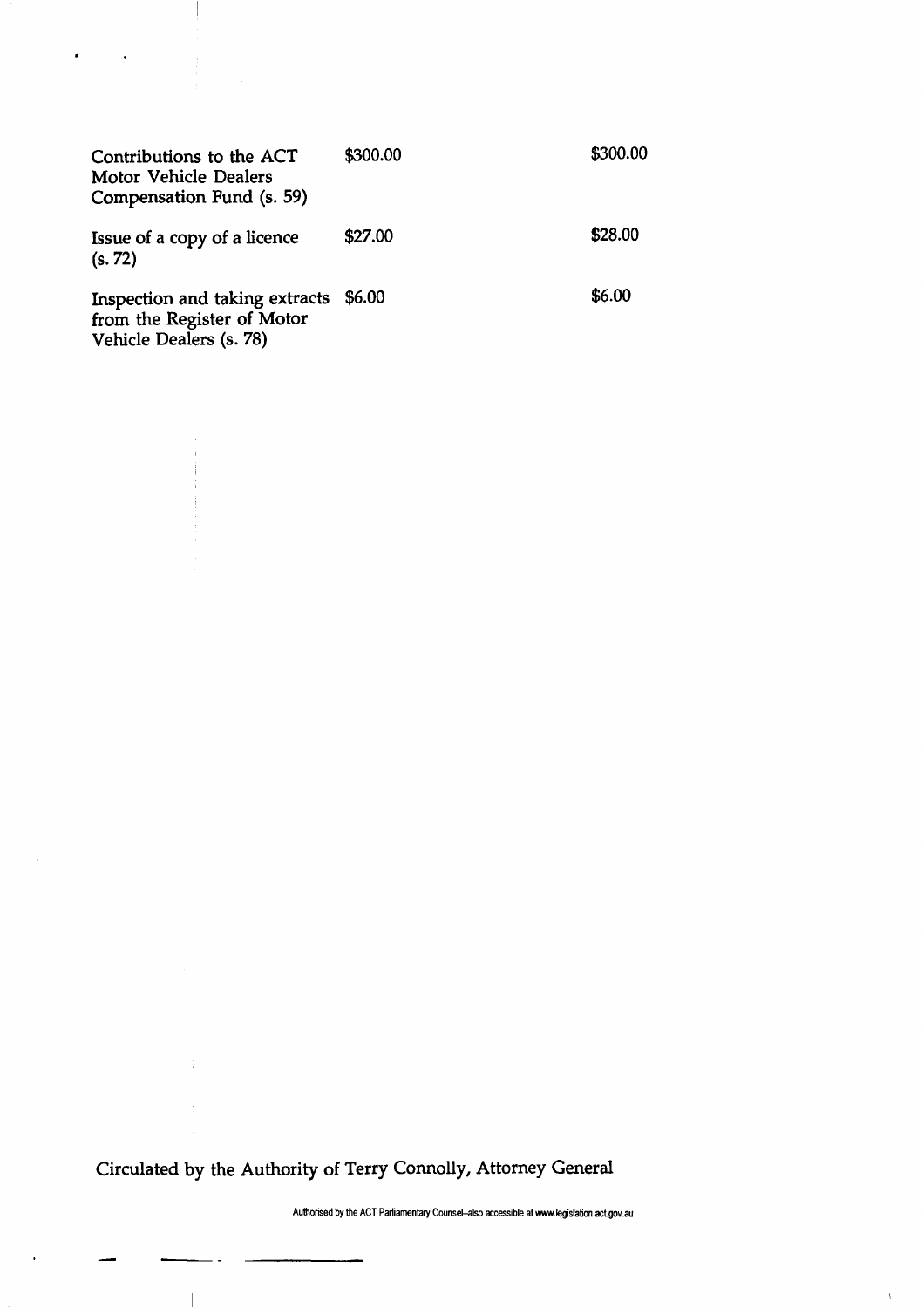| | | |
|---|---|---|
| Contributions to the ACT Motor Vehicle Dealers Compensation Fund (s. 59) | $300.00 | $300.00 |
| Issue of a copy of a licence (s. 72) | $27.00 | $28.00 |
| Inspection and taking extracts from the Register of Motor Vehicle Dealers (s. 78) | $6.00 | $6.00 |

Circulated by the Authority of Terry Connolly, Attorney General

Authorised by the ACT Parliamentary Counsel–also accessible at www.legislation.act.gov.au